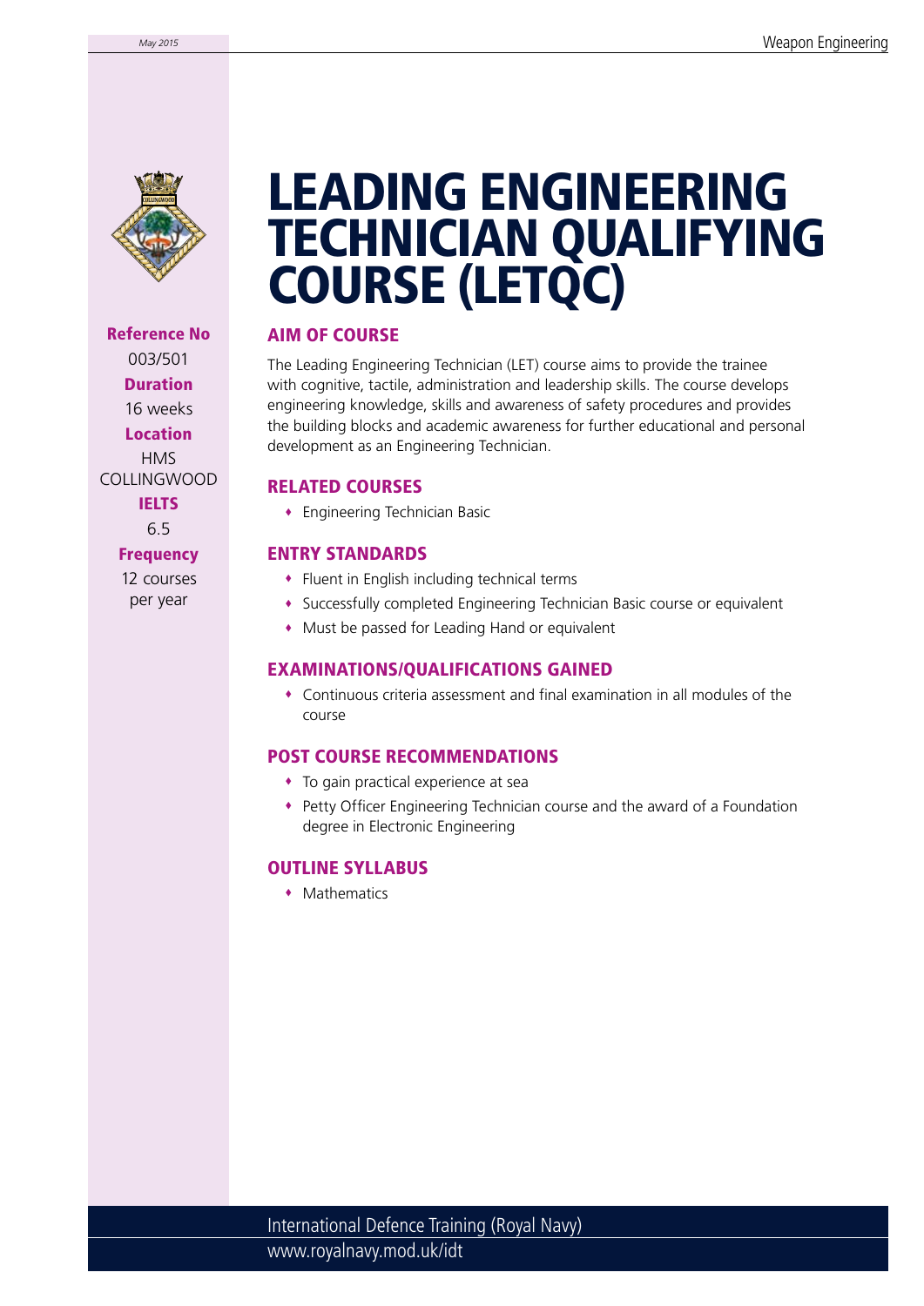# LEADING ENGINEERING TECHNICIAN QUALIFYING COURSE (LETQC)

**Reference No**
003/501

**Duration**
16 weeks

**Location**
HMS COLLINGWOOD

**IELTS**
6.5

**Frequency**
12 courses per year

## AIM OF COURSE

The Leading Engineering Technician (LET) course aims to provide the trainee with cognitive, tactile, administration and leadership skills. The course develops engineering knowledge, skills and awareness of safety procedures and provides the building blocks and academic awareness for further educational and personal development as an Engineering Technician.

## RELATED COURSES

- Engineering Technician Basic

## ENTRY STANDARDS

- Fluent in English including technical terms
- Successfully completed Engineering Technician Basic course or equivalent
- Must be passed for Leading Hand or equivalent

## EXAMINATIONS/QUALIFICATIONS GAINED

- Continuous criteria assessment and final examination in all modules of the course

## POST COURSE RECOMMENDATIONS

- To gain practical experience at sea
- Petty Officer Engineering Technician course and the award of a Foundation degree in Electronic Engineering

## OUTLINE SYLLABUS

- Mathematics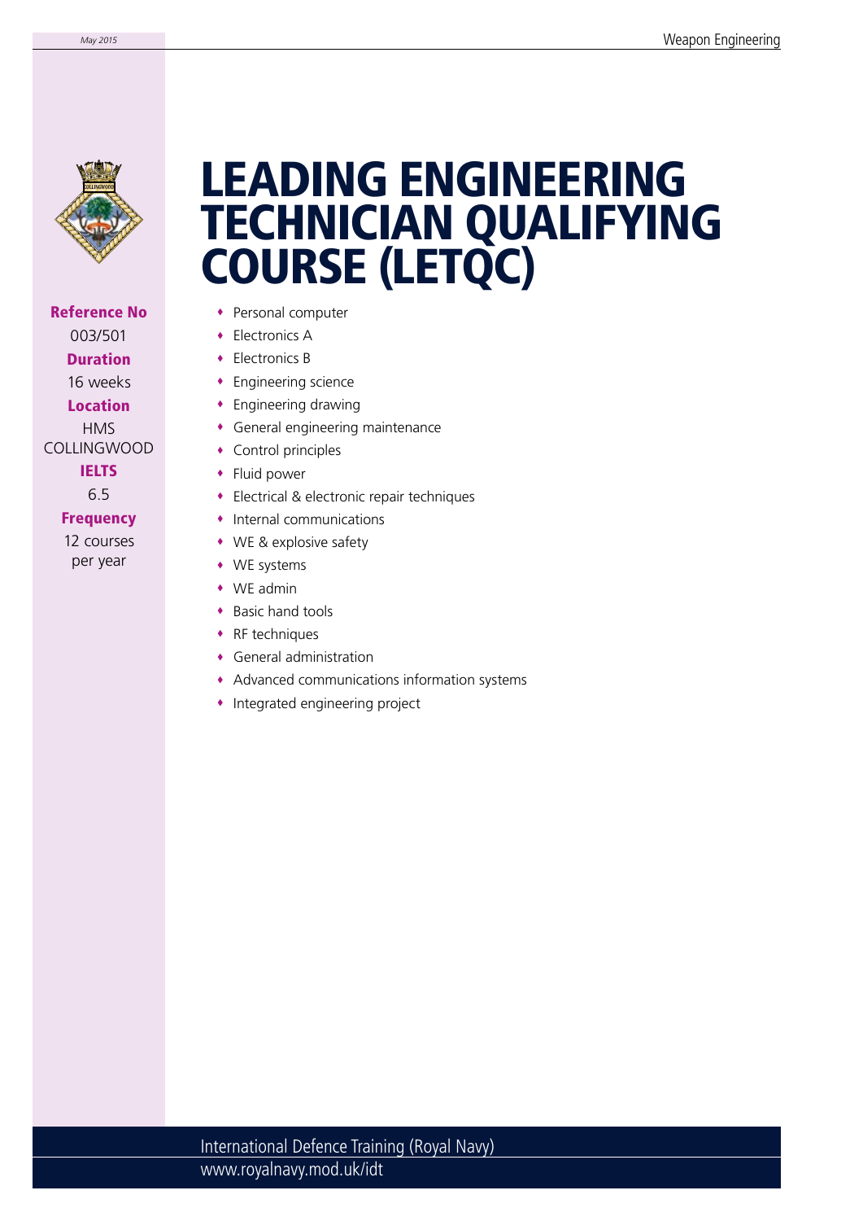# LEADING ENGINEERING TECHNICIAN QUALIFYING COURSE (LETQC)

**Reference No**
003/501

**Duration**
16 weeks

**Location**
HMS COLLINGWOOD

**IELTS**
6.5

**Frequency**
12 courses per year

- Personal computer
- Electronics A
- Electronics B
- Engineering science
- Engineering drawing
- General engineering maintenance
- Control principles
- Fluid power
- Electrical & electronic repair techniques
- Internal communications
- WE & explosive safety
- WE systems
- WE admin
- Basic hand tools
- RF techniques
- General administration
- Advanced communications information systems
- Integrated engineering project

International Defence Training (Royal Navy)
www.royalnavy.mod.uk/idt